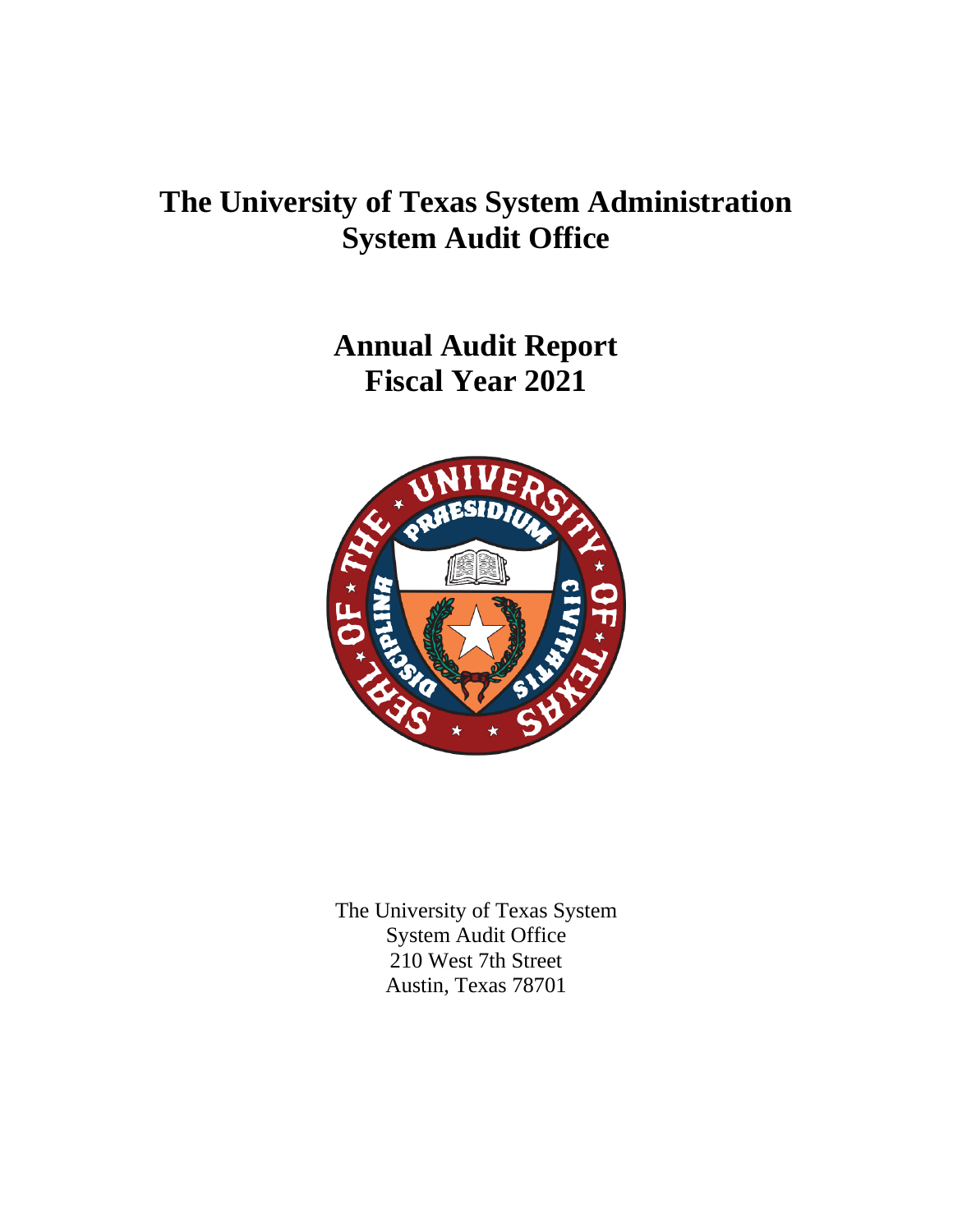# The University of Texas System Administration
# System Audit Office

## Annual Audit Report
## Fiscal Year 2021

The University of Texas System
System Audit Office
210 West 7th Street
Austin, Texas 78701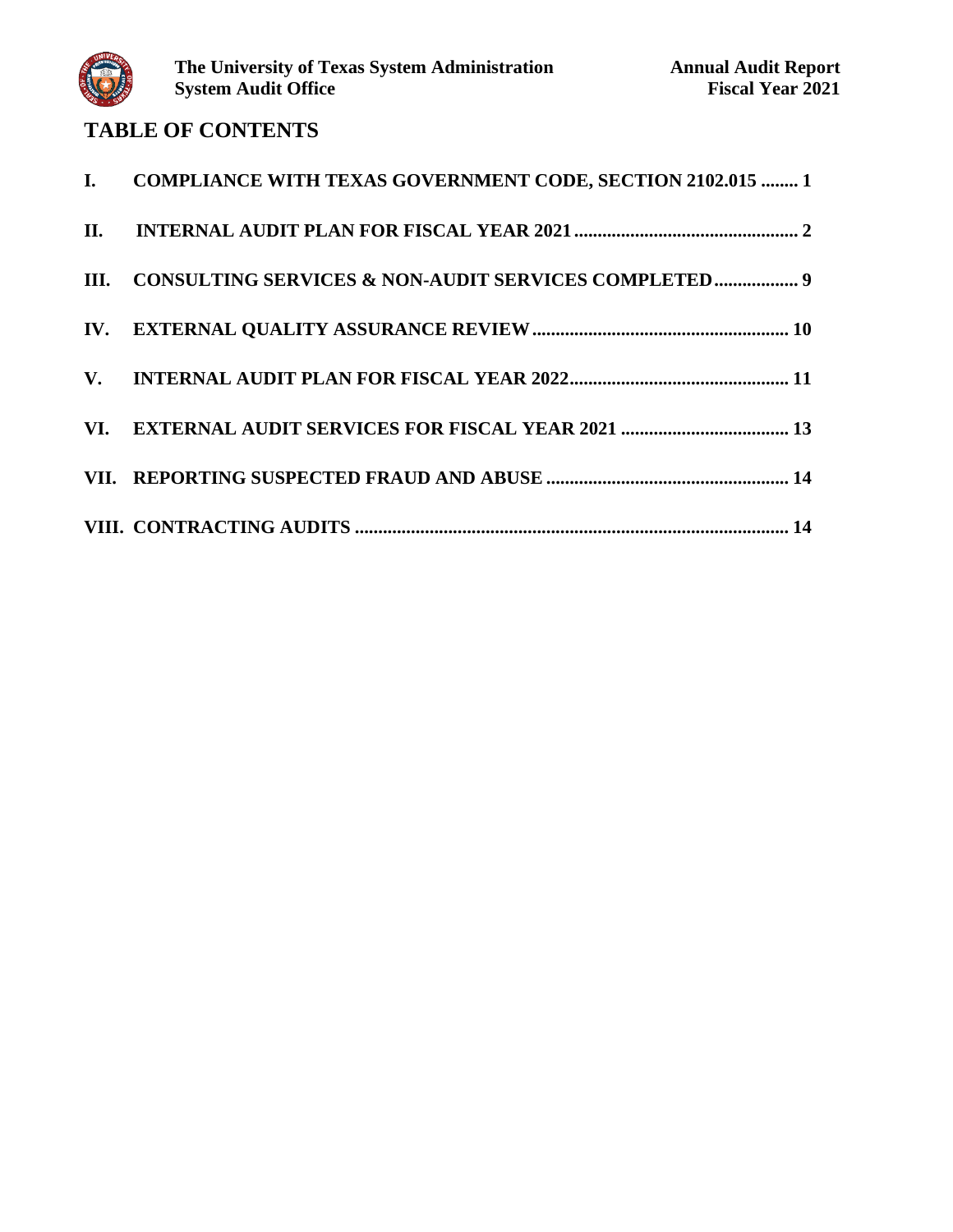## TABLE OF CONTENTS

**I. COMPLIANCE WITH TEXAS GOVERNMENT CODE, SECTION 2102.015 ........ 1**

**II. INTERNAL AUDIT PLAN FOR FISCAL YEAR 2021 ................................................ 2**

**III. CONSULTING SERVICES & NON-AUDIT SERVICES COMPLETED .................. 9**

**IV. EXTERNAL QUALITY ASSURANCE REVIEW ...................................................... 10**

**V. INTERNAL AUDIT PLAN FOR FISCAL YEAR 2022 ............................................... 11**

**VI. EXTERNAL AUDIT SERVICES FOR FISCAL YEAR 2021 .................................... 13**

**VII. REPORTING SUSPECTED FRAUD AND ABUSE .................................................... 14**

**VIII. CONTRACTING AUDITS ............................................................................................ 14**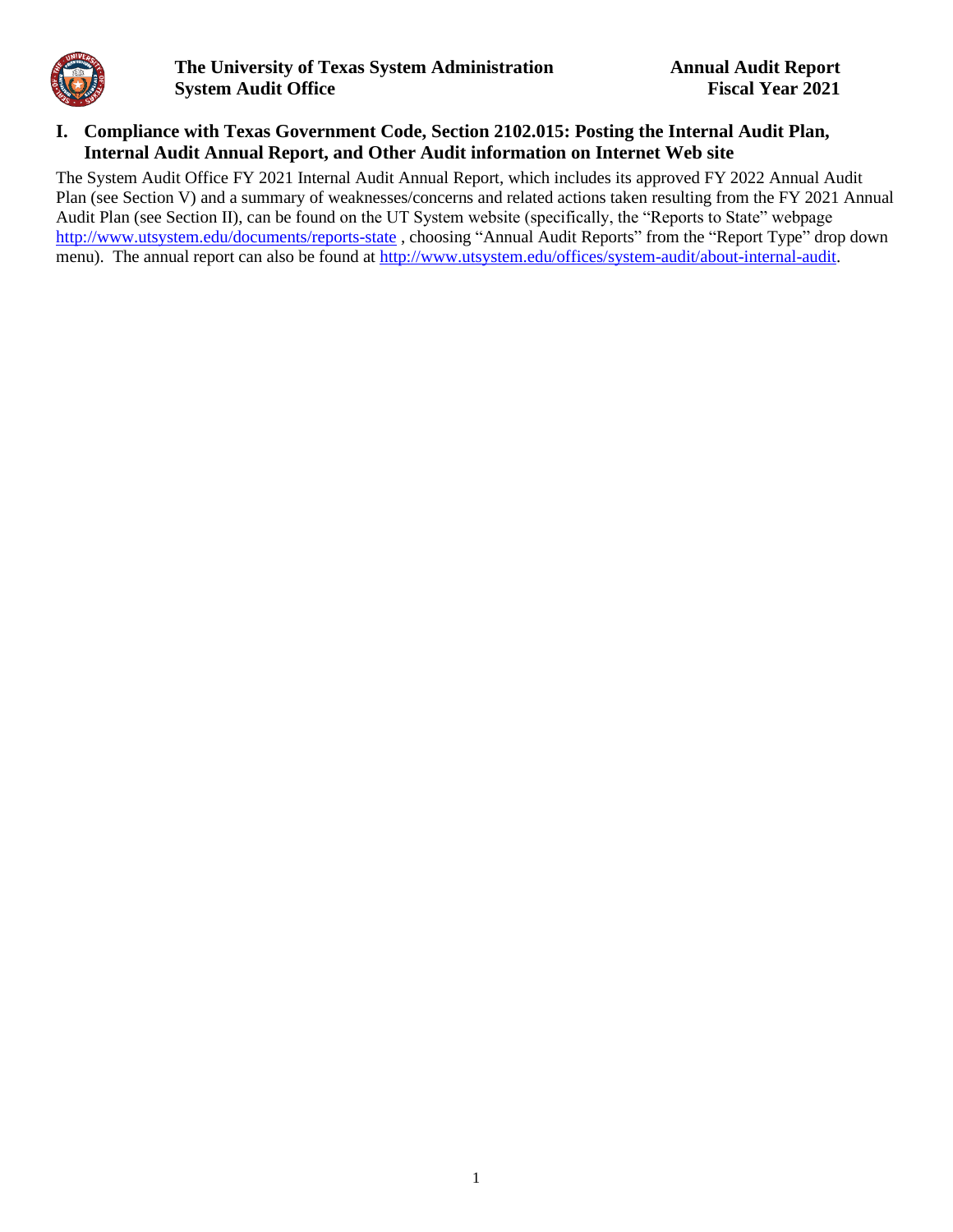## I. Compliance with Texas Government Code, Section 2102.015: Posting the Internal Audit Plan, Internal Audit Annual Report, and Other Audit information on Internet Web site

The System Audit Office FY 2021 Internal Audit Annual Report, which includes its approved FY 2022 Annual Audit Plan (see Section V) and a summary of weaknesses/concerns and related actions taken resulting from the FY 2021 Annual Audit Plan (see Section II), can be found on the UT System website (specifically, the "Reports to State" webpage [http://www.utsystem.edu/documents/reports-state](http://www.utsystem.edu/documents/reports-state) , choosing "Annual Audit Reports" from the "Report Type" drop down menu). The annual report can also be found at [http://www.utsystem.edu/offices/system-audit/about-internal-audit](http://www.utsystem.edu/offices/system-audit/about-internal-audit).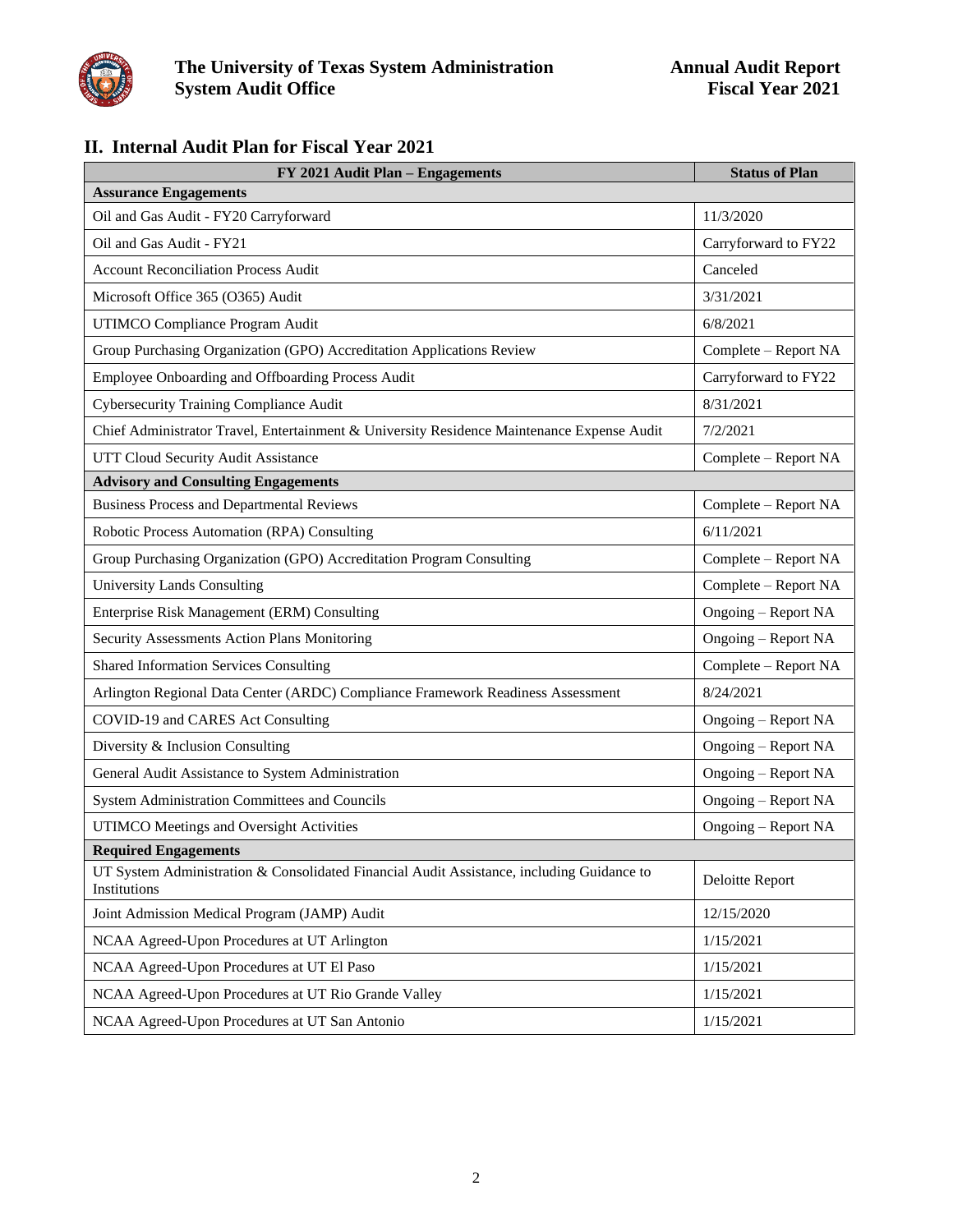## II. Internal Audit Plan for Fiscal Year 2021

| FY 2021 Audit Plan – Engagements | Status of Plan |
|---|---|
| **Assurance Engagements** | |
| Oil and Gas Audit - FY20 Carryforward | 11/3/2020 |
| Oil and Gas Audit - FY21 | Carryforward to FY22 |
| Account Reconciliation Process Audit | Canceled |
| Microsoft Office 365 (O365) Audit | 3/31/2021 |
| UTIMCO Compliance Program Audit | 6/8/2021 |
| Group Purchasing Organization (GPO) Accreditation Applications Review | Complete – Report NA |
| Employee Onboarding and Offboarding Process Audit | Carryforward to FY22 |
| Cybersecurity Training Compliance Audit | 8/31/2021 |
| Chief Administrator Travel, Entertainment & University Residence Maintenance Expense Audit | 7/2/2021 |
| UTT Cloud Security Audit Assistance | Complete – Report NA |
| **Advisory and Consulting Engagements** | |
| Business Process and Departmental Reviews | Complete – Report NA |
| Robotic Process Automation (RPA) Consulting | 6/11/2021 |
| Group Purchasing Organization (GPO) Accreditation Program Consulting | Complete – Report NA |
| University Lands Consulting | Complete – Report NA |
| Enterprise Risk Management (ERM) Consulting | Ongoing – Report NA |
| Security Assessments Action Plans Monitoring | Ongoing – Report NA |
| Shared Information Services Consulting | Complete – Report NA |
| Arlington Regional Data Center (ARDC) Compliance Framework Readiness Assessment | 8/24/2021 |
| COVID-19 and CARES Act Consulting | Ongoing – Report NA |
| Diversity & Inclusion Consulting | Ongoing – Report NA |
| General Audit Assistance to System Administration | Ongoing – Report NA |
| System Administration Committees and Councils | Ongoing – Report NA |
| UTIMCO Meetings and Oversight Activities | Ongoing – Report NA |
| **Required Engagements** | |
| UT System Administration & Consolidated Financial Audit Assistance, including Guidance to Institutions | Deloitte Report |
| Joint Admission Medical Program (JAMP) Audit | 12/15/2020 |
| NCAA Agreed-Upon Procedures at UT Arlington | 1/15/2021 |
| NCAA Agreed-Upon Procedures at UT El Paso | 1/15/2021 |
| NCAA Agreed-Upon Procedures at UT Rio Grande Valley | 1/15/2021 |
| NCAA Agreed-Upon Procedures at UT San Antonio | 1/15/2021 |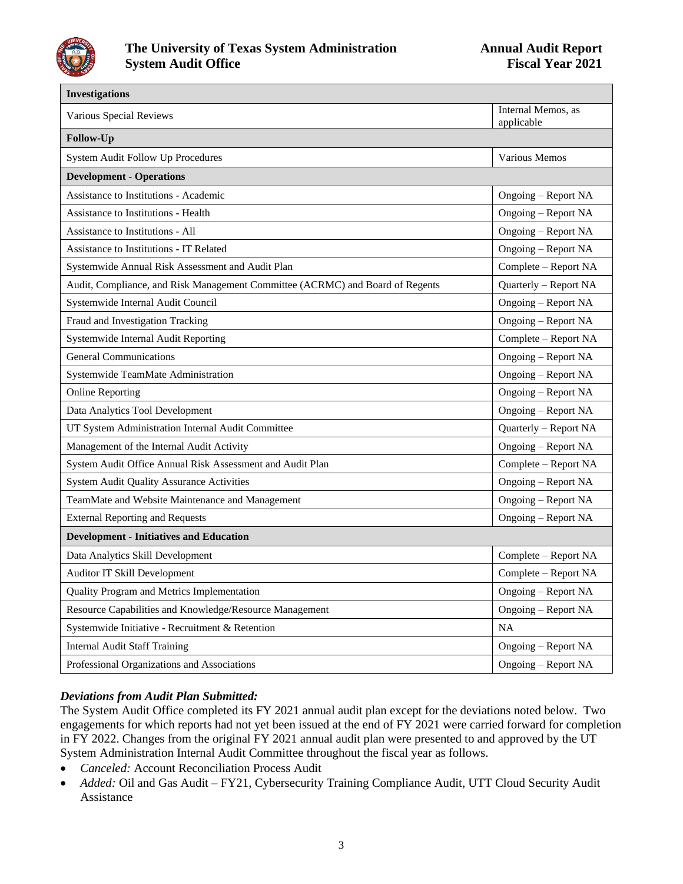| Investigations | |
|---|---|
| Various Special Reviews | Internal Memos, as applicable |
| **Follow-Up** | |
| System Audit Follow Up Procedures | Various Memos |
| **Development - Operations** | |
| Assistance to Institutions - Academic | Ongoing – Report NA |
| Assistance to Institutions - Health | Ongoing – Report NA |
| Assistance to Institutions - All | Ongoing – Report NA |
| Assistance to Institutions - IT Related | Ongoing – Report NA |
| Systemwide Annual Risk Assessment and Audit Plan | Complete – Report NA |
| Audit, Compliance, and Risk Management Committee (ACRMC) and Board of Regents | Quarterly – Report NA |
| Systemwide Internal Audit Council | Ongoing – Report NA |
| Fraud and Investigation Tracking | Ongoing – Report NA |
| Systemwide Internal Audit Reporting | Complete – Report NA |
| General Communications | Ongoing – Report NA |
| Systemwide TeamMate Administration | Ongoing – Report NA |
| Online Reporting | Ongoing – Report NA |
| Data Analytics Tool Development | Ongoing – Report NA |
| UT System Administration Internal Audit Committee | Quarterly – Report NA |
| Management of the Internal Audit Activity | Ongoing – Report NA |
| System Audit Office Annual Risk Assessment and Audit Plan | Complete – Report NA |
| System Audit Quality Assurance Activities | Ongoing – Report NA |
| TeamMate and Website Maintenance and Management | Ongoing – Report NA |
| External Reporting and Requests | Ongoing – Report NA |
| **Development - Initiatives and Education** | |
| Data Analytics Skill Development | Complete – Report NA |
| Auditor IT Skill Development | Complete – Report NA |
| Quality Program and Metrics Implementation | Ongoing – Report NA |
| Resource Capabilities and Knowledge/Resource Management | Ongoing – Report NA |
| Systemwide Initiative - Recruitment & Retention | NA |
| Internal Audit Staff Training | Ongoing – Report NA |
| Professional Organizations and Associations | Ongoing – Report NA |

***Deviations from Audit Plan Submitted:***

The System Audit Office completed its FY 2021 annual audit plan except for the deviations noted below. Two engagements for which reports had not yet been issued at the end of FY 2021 were carried forward for completion in FY 2022. Changes from the original FY 2021 annual audit plan were presented to and approved by the UT System Administration Internal Audit Committee throughout the fiscal year as follows.

- *Canceled:* Account Reconciliation Process Audit
- *Added:* Oil and Gas Audit – FY21, Cybersecurity Training Compliance Audit, UTT Cloud Security Audit Assistance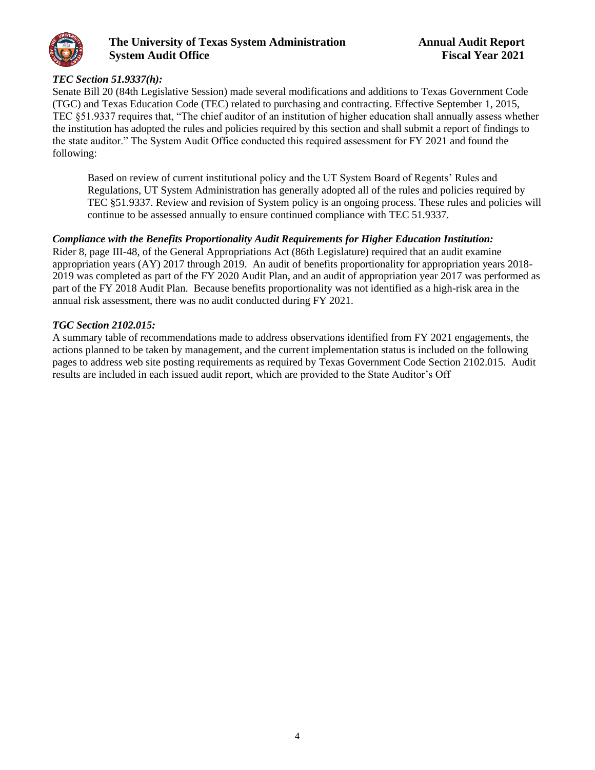### *TEC Section 51.9337(h):*

Senate Bill 20 (84th Legislative Session) made several modifications and additions to Texas Government Code (TGC) and Texas Education Code (TEC) related to purchasing and contracting. Effective September 1, 2015, TEC §51.9337 requires that, "The chief auditor of an institution of higher education shall annually assess whether the institution has adopted the rules and policies required by this section and shall submit a report of findings to the state auditor." The System Audit Office conducted this required assessment for FY 2021 and found the following:

> Based on review of current institutional policy and the UT System Board of Regents' Rules and Regulations, UT System Administration has generally adopted all of the rules and policies required by TEC §51.9337. Review and revision of System policy is an ongoing process. These rules and policies will continue to be assessed annually to ensure continued compliance with TEC 51.9337.

### *Compliance with the Benefits Proportionality Audit Requirements for Higher Education Institution:*

Rider 8, page III-48, of the General Appropriations Act (86th Legislature) required that an audit examine appropriation years (AY) 2017 through 2019. An audit of benefits proportionality for appropriation years 2018-2019 was completed as part of the FY 2020 Audit Plan, and an audit of appropriation year 2017 was performed as part of the FY 2018 Audit Plan. Because benefits proportionality was not identified as a high-risk area in the annual risk assessment, there was no audit conducted during FY 2021.

### *TGC Section 2102.015:*

A summary table of recommendations made to address observations identified from FY 2021 engagements, the actions planned to be taken by management, and the current implementation status is included on the following pages to address web site posting requirements as required by Texas Government Code Section 2102.015. Audit results are included in each issued audit report, which are provided to the State Auditor's Off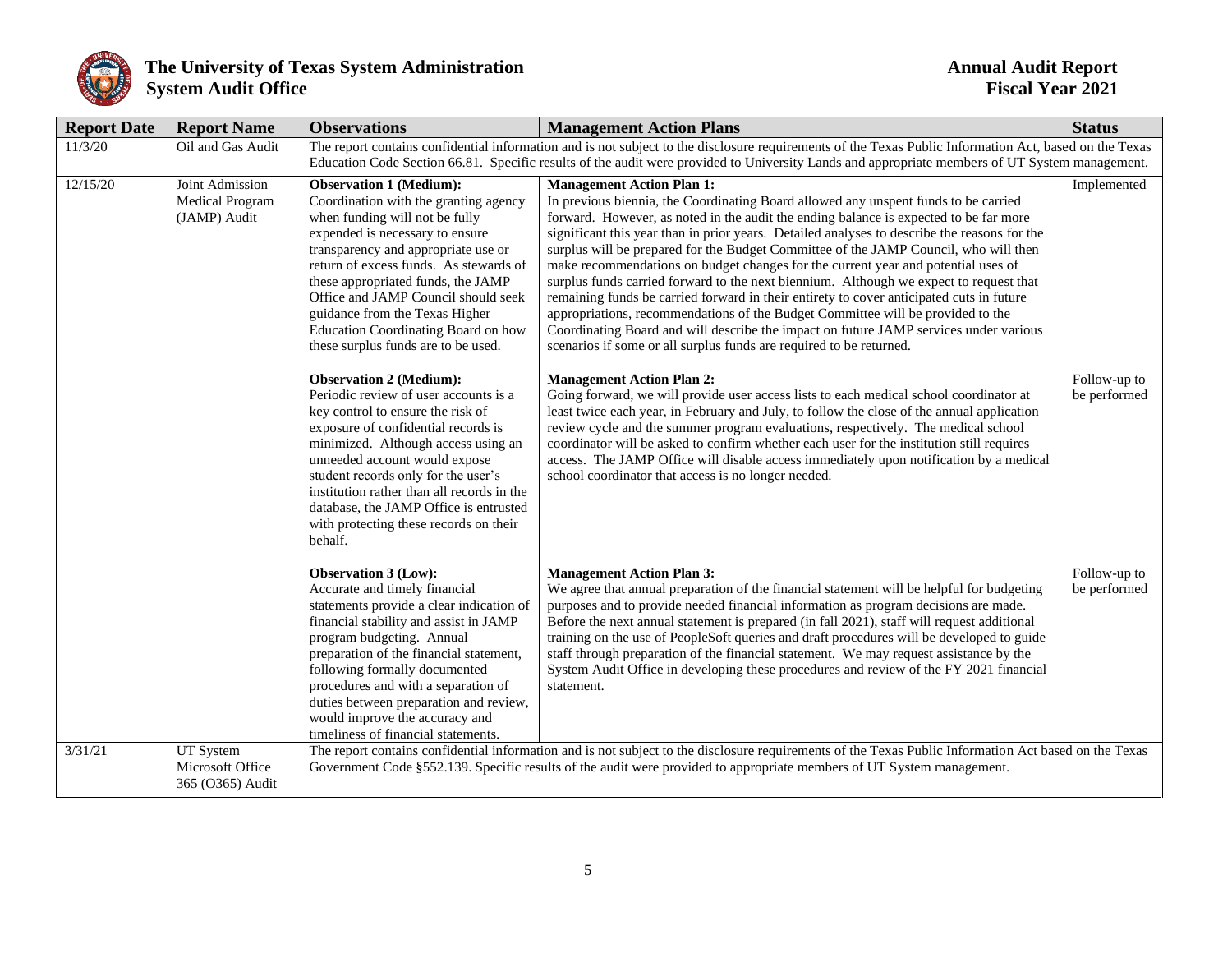| Report Date | Report Name | Observations | Management Action Plans | Status |
|---|---|---|---|---|
| 11/3/20 | Oil and Gas Audit | The report contains confidential information and is not subject to the disclosure requirements of the Texas Public Information Act, based on the Texas Education Code Section 66.81. Specific results of the audit were provided to University Lands and appropriate members of UT System management. | | |
| 12/15/20 | Joint Admission Medical Program (JAMP) Audit | **Observation 1 (Medium):** Coordination with the granting agency when funding will not be fully expended is necessary to ensure transparency and appropriate use or return of excess funds. As stewards of these appropriated funds, the JAMP Office and JAMP Council should seek guidance from the Texas Higher Education Coordinating Board on how these surplus funds are to be used. | **Management Action Plan 1:** In previous biennia, the Coordinating Board allowed any unspent funds to be carried forward. However, as noted in the audit the ending balance is expected to be far more significant this year than in prior years. Detailed analyses to describe the reasons for the surplus will be prepared for the Budget Committee of the JAMP Council, who will then make recommendations on budget changes for the current year and potential uses of surplus funds carried forward to the next biennium. Although we expect to request that remaining funds be carried forward in their entirety to cover anticipated cuts in future appropriations, recommendations of the Budget Committee will be provided to the Coordinating Board and will describe the impact on future JAMP services under various scenarios if some or all surplus funds are required to be returned. | Implemented |
| | | **Observation 2 (Medium):** Periodic review of user accounts is a key control to ensure the risk of exposure of confidential records is minimized. Although access using an unneeded account would expose student records only for the user's institution rather than all records in the database, the JAMP Office is entrusted with protecting these records on their behalf. | **Management Action Plan 2:** Going forward, we will provide user access lists to each medical school coordinator at least twice each year, in February and July, to follow the close of the annual application review cycle and the summer program evaluations, respectively. The medical school coordinator will be asked to confirm whether each user for the institution still requires access. The JAMP Office will disable access immediately upon notification by a medical school coordinator that access is no longer needed. | Follow-up to be performed |
| | | **Observation 3 (Low):** Accurate and timely financial statements provide a clear indication of financial stability and assist in JAMP program budgeting. Annual preparation of the financial statement, following formally documented procedures and with a separation of duties between preparation and review, would improve the accuracy and timeliness of financial statements. | **Management Action Plan 3:** We agree that annual preparation of the financial statement will be helpful for budgeting purposes and to provide needed financial information as program decisions are made. Before the next annual statement is prepared (in fall 2021), staff will request additional training on the use of PeopleSoft queries and draft procedures will be developed to guide staff through preparation of the financial statement. We may request assistance by the System Audit Office in developing these procedures and review of the FY 2021 financial statement. | Follow-up to be performed |
| 3/31/21 | UT System Microsoft Office 365 (O365) Audit | The report contains confidential information and is not subject to the disclosure requirements of the Texas Public Information Act based on the Texas Government Code §552.139. Specific results of the audit were provided to appropriate members of UT System management. | | |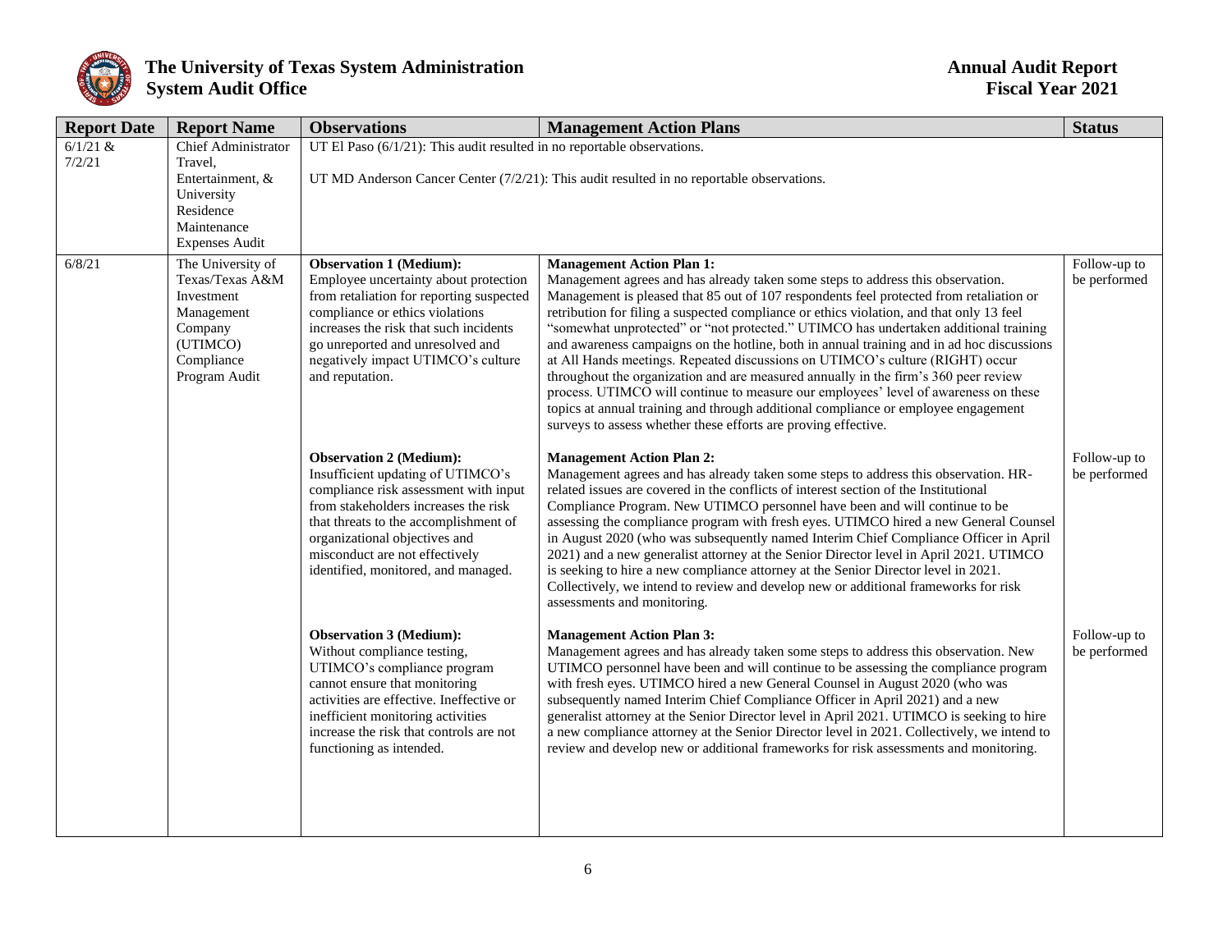| Report Date | Report Name | Observations | Management Action Plans | Status |
|---|---|---|---|---|
| 6/1/21 & 7/2/21 | Chief Administrator Travel, Entertainment, & University Residence Maintenance Expenses Audit | UT El Paso (6/1/21): This audit resulted in no reportable observations.<br><br>UT MD Anderson Cancer Center (7/2/21): This audit resulted in no reportable observations. | | |
| 6/8/21 | The University of Texas/Texas A&M Investment Management Company (UTIMCO) Compliance Program Audit | **Observation 1 (Medium):**<br>Employee uncertainty about protection from retaliation for reporting suspected compliance or ethics violations increases the risk that such incidents go unreported and unresolved and negatively impact UTIMCO's culture and reputation. | **Management Action Plan 1:**<br>Management agrees and has already taken some steps to address this observation. Management is pleased that 85 out of 107 respondents feel protected from retaliation or retribution for filing a suspected compliance or ethics violation, and that only 13 feel "somewhat unprotected" or "not protected." UTIMCO has undertaken additional training and awareness campaigns on the hotline, both in annual training and in ad hoc discussions at All Hands meetings. Repeated discussions on UTIMCO's culture (RIGHT) occur throughout the organization and are measured annually in the firm's 360 peer review process. UTIMCO will continue to measure our employees' level of awareness on these topics at annual training and through additional compliance or employee engagement surveys to assess whether these efforts are proving effective. | Follow-up to be performed |
| | | **Observation 2 (Medium):**<br>Insufficient updating of UTIMCO's compliance risk assessment with input from stakeholders increases the risk that threats to the accomplishment of organizational objectives and misconduct are not effectively identified, monitored, and managed. | **Management Action Plan 2:**<br>Management agrees and has already taken some steps to address this observation. HR-related issues are covered in the conflicts of interest section of the Institutional Compliance Program. New UTIMCO personnel have been and will continue to be assessing the compliance program with fresh eyes. UTIMCO hired a new General Counsel in August 2020 (who was subsequently named Interim Chief Compliance Officer in April 2021) and a new generalist attorney at the Senior Director level in April 2021. UTIMCO is seeking to hire a new compliance attorney at the Senior Director level in 2021. Collectively, we intend to review and develop new or additional frameworks for risk assessments and monitoring. | Follow-up to be performed |
| | | **Observation 3 (Medium):**<br>Without compliance testing, UTIMCO's compliance program cannot ensure that monitoring activities are effective. Ineffective or inefficient monitoring activities increase the risk that controls are not functioning as intended. | **Management Action Plan 3:**<br>Management agrees and has already taken some steps to address this observation. New UTIMCO personnel have been and will continue to be assessing the compliance program with fresh eyes. UTIMCO hired a new General Counsel in August 2020 (who was subsequently named Interim Chief Compliance Officer in April 2021) and a new generalist attorney at the Senior Director level in April 2021. UTIMCO is seeking to hire a new compliance attorney at the Senior Director level in 2021. Collectively, we intend to review and develop new or additional frameworks for risk assessments and monitoring. | Follow-up to be performed |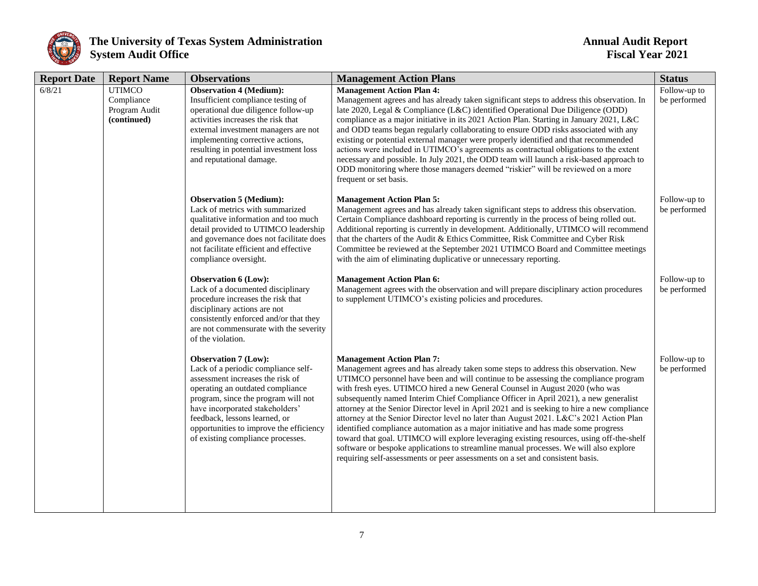| Report Date | Report Name | Observations | Management Action Plans | Status |
|---|---|---|---|---|
| 6/8/21 | UTIMCO Compliance Program Audit **(continued)** | **Observation 4 (Medium):** Insufficient compliance testing of operational due diligence follow-up activities increases the risk that external investment managers are not implementing corrective actions, resulting in potential investment loss and reputational damage. | **Management Action Plan 4:** Management agrees and has already taken significant steps to address this observation. In late 2020, Legal & Compliance (L&C) identified Operational Due Diligence (ODD) compliance as a major initiative in its 2021 Action Plan. Starting in January 2021, L&C and ODD teams began regularly collaborating to ensure ODD risks associated with any existing or potential external manager were properly identified and that recommended actions were included in UTIMCO's agreements as contractual obligations to the extent necessary and possible. In July 2021, the ODD team will launch a risk-based approach to ODD monitoring where those managers deemed "riskier" will be reviewed on a more frequent or set basis. | Follow-up to be performed |
| | | **Observation 5 (Medium):** Lack of metrics with summarized qualitative information and too much detail provided to UTIMCO leadership and governance does not facilitate does not facilitate efficient and effective compliance oversight. | **Management Action Plan 5:** Management agrees and has already taken significant steps to address this observation. Certain Compliance dashboard reporting is currently in the process of being rolled out. Additional reporting is currently in development. Additionally, UTIMCO will recommend that the charters of the Audit & Ethics Committee, Risk Committee and Cyber Risk Committee be reviewed at the September 2021 UTIMCO Board and Committee meetings with the aim of eliminating duplicative or unnecessary reporting. | Follow-up to be performed |
| | | **Observation 6 (Low):** Lack of a documented disciplinary procedure increases the risk that disciplinary actions are not consistently enforced and/or that they are not commensurate with the severity of the violation. | **Management Action Plan 6:** Management agrees with the observation and will prepare disciplinary action procedures to supplement UTIMCO's existing policies and procedures. | Follow-up to be performed |
| | | **Observation 7 (Low):** Lack of a periodic compliance self-assessment increases the risk of operating an outdated compliance program, since the program will not have incorporated stakeholders' feedback, lessons learned, or opportunities to improve the efficiency of existing compliance processes. | **Management Action Plan 7:** Management agrees and has already taken some steps to address this observation. New UTIMCO personnel have been and will continue to be assessing the compliance program with fresh eyes. UTIMCO hired a new General Counsel in August 2020 (who was subsequently named Interim Chief Compliance Officer in April 2021), a new generalist attorney at the Senior Director level in April 2021 and is seeking to hire a new compliance attorney at the Senior Director level no later than August 2021. L&C's 2021 Action Plan identified compliance automation as a major initiative and has made some progress toward that goal. UTIMCO will explore leveraging existing resources, using off-the-shelf software or bespoke applications to streamline manual processes. We will also explore requiring self-assessments or peer assessments on a set and consistent basis. | Follow-up to be performed |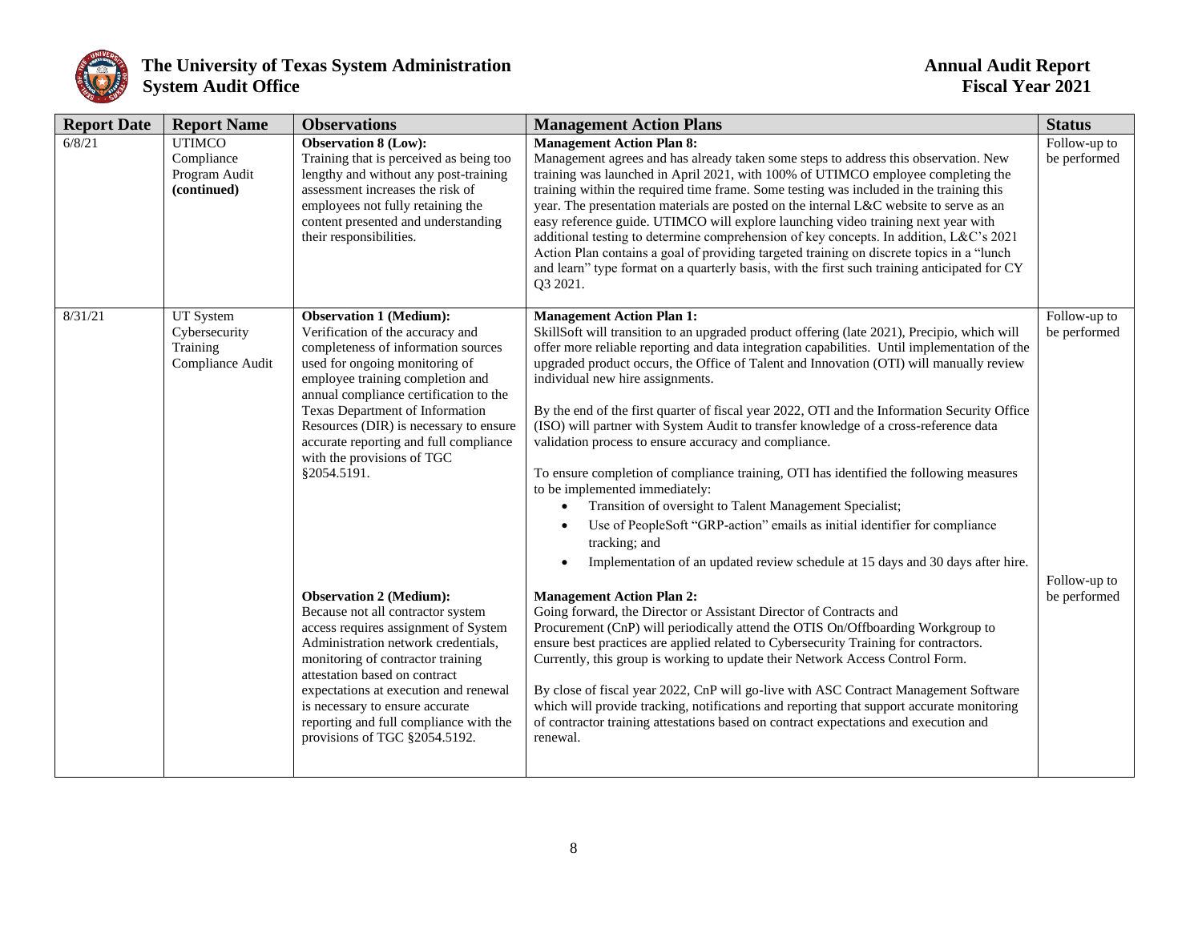| Report Date | Report Name | Observations | Management Action Plans | Status |
|---|---|---|---|---|
| 6/8/21 | UTIMCO Compliance Program Audit **(continued)** | **Observation 8 (Low):** Training that is perceived as being too lengthy and without any post-training assessment increases the risk of employees not fully retaining the content presented and understanding their responsibilities. | **Management Action Plan 8:** Management agrees and has already taken some steps to address this observation. New training was launched in April 2021, with 100% of UTIMCO employee completing the training within the required time frame. Some testing was included in the training this year. The presentation materials are posted on the internal L&C website to serve as an easy reference guide. UTIMCO will explore launching video training next year with additional testing to determine comprehension of key concepts. In addition, L&C's 2021 Action Plan contains a goal of providing targeted training on discrete topics in a "lunch and learn" type format on a quarterly basis, with the first such training anticipated for CY Q3 2021. | Follow-up to be performed |
| 8/31/21 | UT System Cybersecurity Training Compliance Audit | **Observation 1 (Medium):** Verification of the accuracy and completeness of information sources used for ongoing monitoring of employee training completion and annual compliance certification to the Texas Department of Information Resources (DIR) is necessary to ensure accurate reporting and full compliance with the provisions of TGC §2054.5191. | **Management Action Plan 1:** SkillSoft will transition to an upgraded product offering (late 2021), Precipio, which will offer more reliable reporting and data integration capabilities. Until implementation of the upgraded product occurs, the Office of Talent and Innovation (OTI) will manually review individual new hire assignments.<br><br>By the end of the first quarter of fiscal year 2022, OTI and the Information Security Office (ISO) will partner with System Audit to transfer knowledge of a cross-reference data validation process to ensure accuracy and compliance.<br><br>To ensure completion of compliance training, OTI has identified the following measures to be implemented immediately:<br>• Transition of oversight to Talent Management Specialist;<br>• Use of PeopleSoft "GRP-action" emails as initial identifier for compliance tracking; and<br>• Implementation of an updated review schedule at 15 days and 30 days after hire. | Follow-up to be performed |
| | | **Observation 2 (Medium):** Because not all contractor system access requires assignment of System Administration network credentials, monitoring of contractor training attestation based on contract expectations at execution and renewal is necessary to ensure accurate reporting and full compliance with the provisions of TGC §2054.5192. | **Management Action Plan 2:** Going forward, the Director or Assistant Director of Contracts and Procurement (CnP) will periodically attend the OTIS On/Offboarding Workgroup to ensure best practices are applied related to Cybersecurity Training for contractors. Currently, this group is working to update their Network Access Control Form.<br><br>By close of fiscal year 2022, CnP will go-live with ASC Contract Management Software which will provide tracking, notifications and reporting that support accurate monitoring of contractor training attestations based on contract expectations and execution and renewal. | Follow-up to be performed |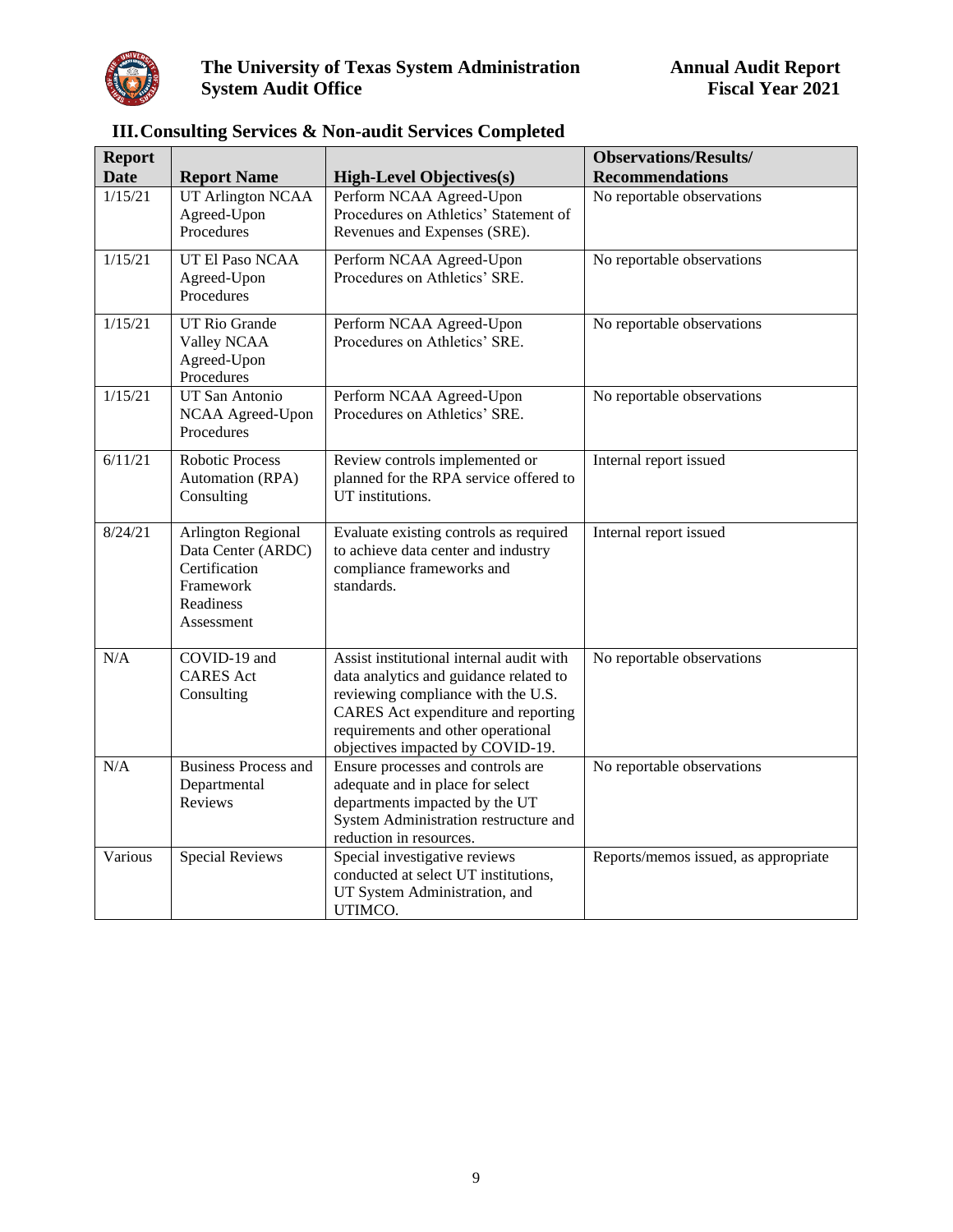## III. Consulting Services & Non-audit Services Completed

| Report Date | Report Name | High-Level Objectives(s) | Observations/Results/ Recommendations |
|---|---|---|---|
| 1/15/21 | UT Arlington NCAA Agreed-Upon Procedures | Perform NCAA Agreed-Upon Procedures on Athletics' Statement of Revenues and Expenses (SRE). | No reportable observations |
| 1/15/21 | UT El Paso NCAA Agreed-Upon Procedures | Perform NCAA Agreed-Upon Procedures on Athletics' SRE. | No reportable observations |
| 1/15/21 | UT Rio Grande Valley NCAA Agreed-Upon Procedures | Perform NCAA Agreed-Upon Procedures on Athletics' SRE. | No reportable observations |
| 1/15/21 | UT San Antonio NCAA Agreed-Upon Procedures | Perform NCAA Agreed-Upon Procedures on Athletics' SRE. | No reportable observations |
| 6/11/21 | Robotic Process Automation (RPA) Consulting | Review controls implemented or planned for the RPA service offered to UT institutions. | Internal report issued |
| 8/24/21 | Arlington Regional Data Center (ARDC) Certification Framework Readiness Assessment | Evaluate existing controls as required to achieve data center and industry compliance frameworks and standards. | Internal report issued |
| N/A | COVID-19 and CARES Act Consulting | Assist institutional internal audit with data analytics and guidance related to reviewing compliance with the U.S. CARES Act expenditure and reporting requirements and other operational objectives impacted by COVID-19. | No reportable observations |
| N/A | Business Process and Departmental Reviews | Ensure processes and controls are adequate and in place for select departments impacted by the UT System Administration restructure and reduction in resources. | No reportable observations |
| Various | Special Reviews | Special investigative reviews conducted at select UT institutions, UT System Administration, and UTIMCO. | Reports/memos issued, as appropriate |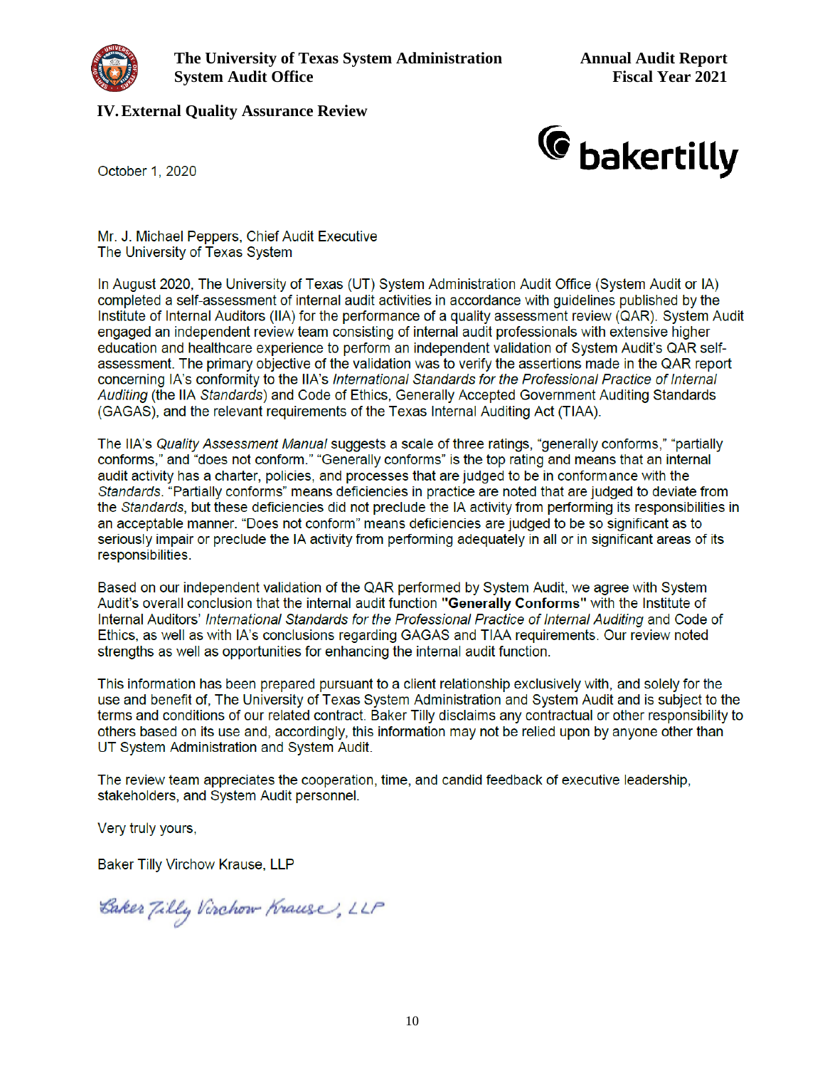## IV. External Quality Assurance Review

October 1, 2020

Mr. J. Michael Peppers, Chief Audit Executive
The University of Texas System

In August 2020, The University of Texas (UT) System Administration Audit Office (System Audit or IA) completed a self-assessment of internal audit activities in accordance with guidelines published by the Institute of Internal Auditors (IIA) for the performance of a quality assessment review (QAR). System Audit engaged an independent review team consisting of internal audit professionals with extensive higher education and healthcare experience to perform an independent validation of System Audit's QAR self-assessment. The primary objective of the validation was to verify the assertions made in the QAR report concerning IA's conformity to the IIA's *International Standards for the Professional Practice of Internal Auditing* (the IIA *Standards*) and Code of Ethics, Generally Accepted Government Auditing Standards (GAGAS), and the relevant requirements of the Texas Internal Auditing Act (TIAA).

The IIA's *Quality Assessment Manual* suggests a scale of three ratings, "generally conforms," "partially conforms," and "does not conform." "Generally conforms" is the top rating and means that an internal audit activity has a charter, policies, and processes that are judged to be in conformance with the *Standards*. "Partially conforms" means deficiencies in practice are noted that are judged to deviate from the *Standards*, but these deficiencies did not preclude the IA activity from performing its responsibilities in an acceptable manner. "Does not conform" means deficiencies are judged to be so significant as to seriously impair or preclude the IA activity from performing adequately in all or in significant areas of its responsibilities.

Based on our independent validation of the QAR performed by System Audit, we agree with System Audit's overall conclusion that the internal audit function **"Generally Conforms"** with the Institute of Internal Auditors' *International Standards for the Professional Practice of Internal Auditing* and Code of Ethics, as well as with IA's conclusions regarding GAGAS and TIAA requirements. Our review noted strengths as well as opportunities for enhancing the internal audit function.

This information has been prepared pursuant to a client relationship exclusively with, and solely for the use and benefit of, The University of Texas System Administration and System Audit and is subject to the terms and conditions of our related contract. Baker Tilly disclaims any contractual or other responsibility to others based on its use and, accordingly, this information may not be relied upon by anyone other than UT System Administration and System Audit.

The review team appreciates the cooperation, time, and candid feedback of executive leadership, stakeholders, and System Audit personnel.

Very truly yours,

Baker Tilly Virchow Krause, LLP

*Baker Tilly Virchow Krause, LLP*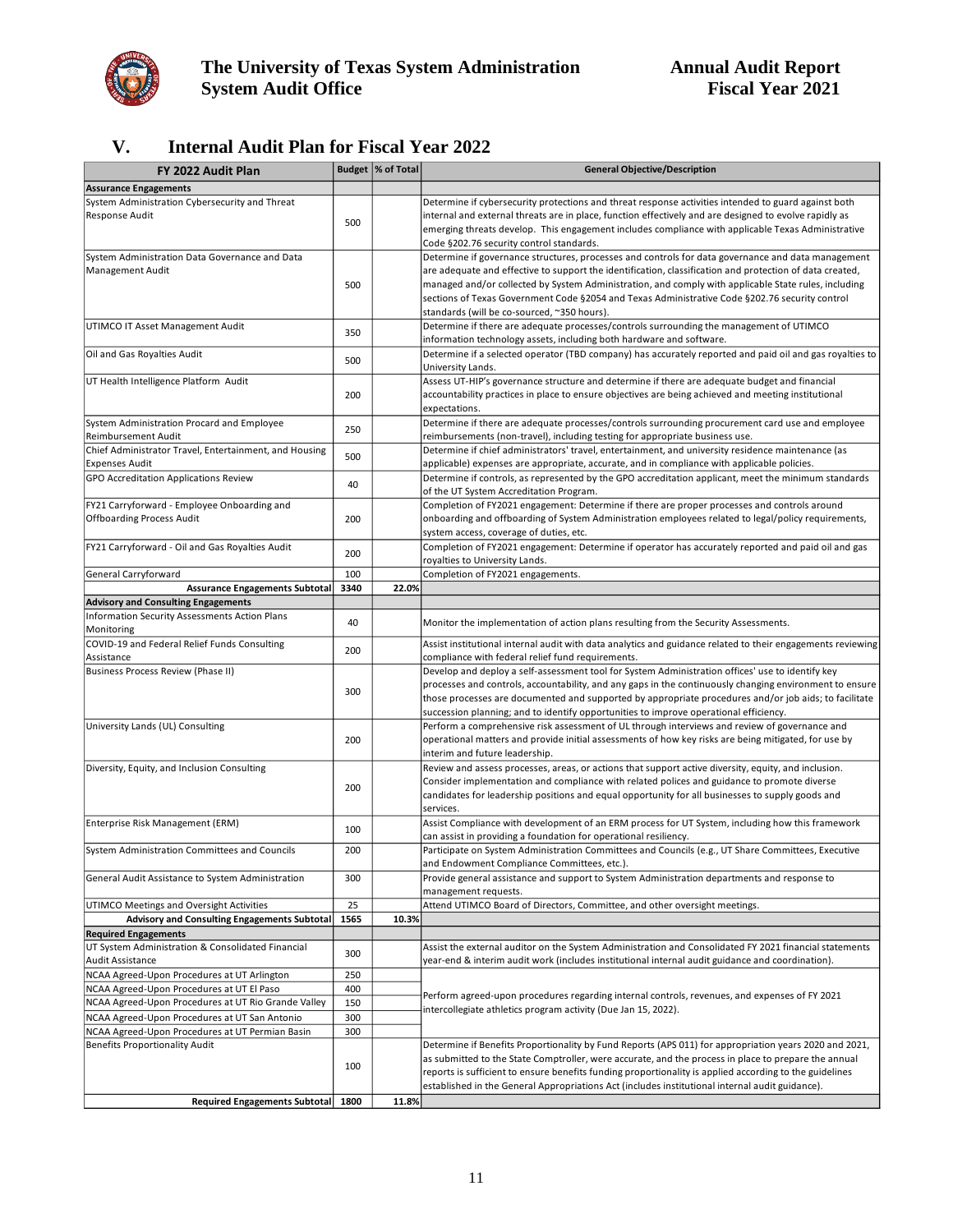## V. Internal Audit Plan for Fiscal Year 2022

| FY 2022 Audit Plan | Budget | % of Total | General Objective/Description |
|---|---|---|---|
| **Assurance Engagements** | | | |
| System Administration Cybersecurity and Threat Response Audit | 500 | | Determine if cybersecurity protections and threat response activities intended to guard against both internal and external threats are in place, function effectively and are designed to evolve rapidly as emerging threats develop. This engagement includes compliance with applicable Texas Administrative Code §202.76 security control standards. |
| System Administration Data Governance and Data Management Audit | 500 | | Determine if governance structures, processes and controls for data governance and data management are adequate and effective to support the identification, classification and protection of data created, managed and/or collected by System Administration, and comply with applicable State rules, including sections of Texas Government Code §2054 and Texas Administrative Code §202.76 security control standards (will be co-sourced, ~350 hours). |
| UTIMCO IT Asset Management Audit | 350 | | Determine if there are adequate processes/controls surrounding the management of UTIMCO information technology assets, including both hardware and software. |
| Oil and Gas Royalties Audit | 500 | | Determine if a selected operator (TBD company) has accurately reported and paid oil and gas royalties to University Lands. |
| UT Health Intelligence Platform Audit | 200 | | Assess UT-HIP's governance structure and determine if there are adequate budget and financial accountability practices in place to ensure objectives are being achieved and meeting institutional expectations. |
| System Administration Procard and Employee Reimbursement Audit | 250 | | Determine if there are adequate processes/controls surrounding procurement card use and employee reimbursements (non-travel), including testing for appropriate business use. |
| Chief Administrator Travel, Entertainment, and Housing Expenses Audit | 500 | | Determine if chief administrators' travel, entertainment, and university residence maintenance (as applicable) expenses are appropriate, accurate, and in compliance with applicable policies. |
| GPO Accreditation Applications Review | 40 | | Determine if controls, as represented by the GPO accreditation applicant, meet the minimum standards of the UT System Accreditation Program. |
| FY21 Carryforward - Employee Onboarding and Offboarding Process Audit | 200 | | Completion of FY2021 engagement: Determine if there are proper processes and controls around onboarding and offboarding of System Administration employees related to legal/policy requirements, system access, coverage of duties, etc. |
| FY21 Carryforward - Oil and Gas Royalties Audit | 200 | | Completion of FY2021 engagement: Determine if operator has accurately reported and paid oil and gas royalties to University Lands. |
| General Carryforward | 100 | | Completion of FY2021 engagements. |
| **Assurance Engagements Subtotal** | **3340** | **22.0%** | |
| **Advisory and Consulting Engagements** | | | |
| Information Security Assessments Action Plans Monitoring | 40 | | Monitor the implementation of action plans resulting from the Security Assessments. |
| COVID-19 and Federal Relief Funds Consulting Assistance | 200 | | Assist institutional internal audit with data analytics and guidance related to their engagements reviewing compliance with federal relief fund requirements. |
| Business Process Review (Phase II) | 300 | | Develop and deploy a self-assessment tool for System Administration offices' use to identify key processes and controls, accountability, and any gaps in the continuously changing environment to ensure those processes are documented and supported by appropriate procedures and/or job aids; to facilitate succession planning; and to identify opportunities to improve operational efficiency. |
| University Lands (UL) Consulting | 200 | | Perform a comprehensive risk assessment of UL through interviews and review of governance and operational matters and provide initial assessments of how key risks are being mitigated, for use by interim and future leadership. |
| Diversity, Equity, and Inclusion Consulting | 200 | | Review and assess processes, areas, or actions that support active diversity, equity, and inclusion. Consider implementation and compliance with related polices and guidance to promote diverse candidates for leadership positions and equal opportunity for all businesses to supply goods and services. |
| Enterprise Risk Management (ERM) | 100 | | Assist Compliance with development of an ERM process for UT System, including how this framework can assist in providing a foundation for operational resiliency. |
| System Administration Committees and Councils | 200 | | Participate on System Administration Committees and Councils (e.g., UT Share Committees, Executive and Endowment Compliance Committees, etc.). |
| General Audit Assistance to System Administration | 300 | | Provide general assistance and support to System Administration departments and response to management requests. |
| UTIMCO Meetings and Oversight Activities | 25 | | Attend UTIMCO Board of Directors, Committee, and other oversight meetings. |
| **Advisory and Consulting Engagements Subtotal** | **1565** | **10.3%** | |
| **Required Engagements** | | | |
| UT System Administration & Consolidated Financial Audit Assistance | 300 | | Assist the external auditor on the System Administration and Consolidated FY 2021 financial statements year-end & interim audit work (includes institutional internal audit guidance and coordination). |
| NCAA Agreed-Upon Procedures at UT Arlington | 250 | | Perform agreed-upon procedures regarding internal controls, revenues, and expenses of FY 2021 intercollegiate athletics program activity (Due Jan 15, 2022). |
| NCAA Agreed-Upon Procedures at UT El Paso | 400 | | |
| NCAA Agreed-Upon Procedures at UT Rio Grande Valley | 150 | | |
| NCAA Agreed-Upon Procedures at UT San Antonio | 300 | | |
| NCAA Agreed-Upon Procedures at UT Permian Basin | 300 | | |
| Benefits Proportionality Audit | 100 | | Determine if Benefits Proportionality by Fund Reports (APS 011) for appropriation years 2020 and 2021, as submitted to the State Comptroller, were accurate, and the process in place to prepare the annual reports is sufficient to ensure benefits funding proportionality is applied according to the guidelines established in the General Appropriations Act (includes institutional internal audit guidance). |
| **Required Engagements Subtotal** | **1800** | **11.8%** | |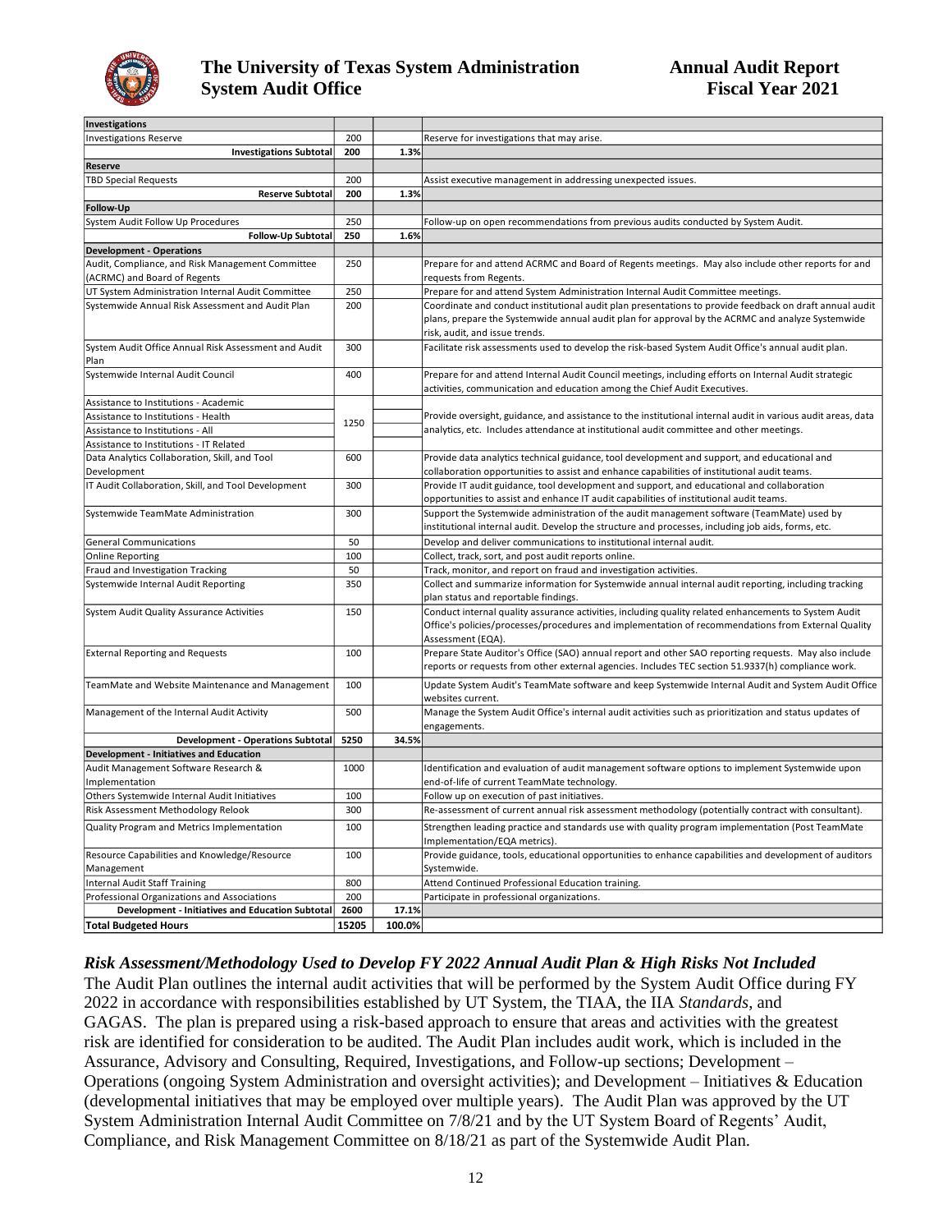| | | | |
|---|---|---|---|
| **Investigations** | | | |
| Investigations Reserve | 200 | | Reserve for investigations that may arise. |
| **Investigations Subtotal** | **200** | **1.3%** | |
| **Reserve** | | | |
| TBD Special Requests | 200 | | Assist executive management in addressing unexpected issues. |
| **Reserve Subtotal** | **200** | **1.3%** | |
| **Follow-Up** | | | |
| System Audit Follow Up Procedures | 250 | | Follow-up on open recommendations from previous audits conducted by System Audit. |
| **Follow-Up Subtotal** | **250** | **1.6%** | |
| **Development - Operations** | | | |
| Audit, Compliance, and Risk Management Committee (ACRMC) and Board of Regents | 250 | | Prepare for and attend ACRMC and Board of Regents meetings. May also include other reports for and requests from Regents. |
| UT System Administration Internal Audit Committee | 250 | | Prepare for and attend System Administration Internal Audit Committee meetings. |
| Systemwide Annual Risk Assessment and Audit Plan | 200 | | Coordinate and conduct institutional audit plan presentations to provide feedback on draft annual audit plans, prepare the Systemwide annual audit plan for approval by the ACRMC and analyze Systemwide risk, audit, and issue trends. |
| System Audit Office Annual Risk Assessment and Audit Plan | 300 | | Facilitate risk assessments used to develop the risk-based System Audit Office's annual audit plan. |
| Systemwide Internal Audit Council | 400 | | Prepare for and attend Internal Audit Council meetings, including efforts on Internal Audit strategic activities, communication and education among the Chief Audit Executives. |
| Assistance to Institutions - Academic | 1250 | | Provide oversight, guidance, and assistance to the institutional internal audit in various audit areas, data analytics, etc. Includes attendance at institutional audit committee and other meetings. |
| Assistance to Institutions - Health | | | |
| Assistance to Institutions - All | | | |
| Assistance to Institutions - IT Related | | | |
| Data Analytics Collaboration, Skill, and Tool Development | 600 | | Provide data analytics technical guidance, tool development and support, and educational and collaboration opportunities to assist and enhance capabilities of institutional audit teams. |
| IT Audit Collaboration, Skill, and Tool Development | 300 | | Provide IT audit guidance, tool development and support, and educational and collaboration opportunities to assist and enhance IT audit capabilities of institutional audit teams. |
| Systemwide TeamMate Administration | 300 | | Support the Systemwide administration of the audit management software (TeamMate) used by institutional internal audit. Develop the structure and processes, including job aids, forms, etc. |
| General Communications | 50 | | Develop and deliver communications to institutional internal audit. |
| Online Reporting | 100 | | Collect, track, sort, and post audit reports online. |
| Fraud and Investigation Tracking | 50 | | Track, monitor, and report on fraud and investigation activities. |
| Systemwide Internal Audit Reporting | 350 | | Collect and summarize information for Systemwide annual internal audit reporting, including tracking plan status and reportable findings. |
| System Audit Quality Assurance Activities | 150 | | Conduct internal quality assurance activities, including quality related enhancements to System Audit Office's policies/processes/procedures and implementation of recommendations from External Quality Assessment (EQA). |
| External Reporting and Requests | 100 | | Prepare State Auditor's Office (SAO) annual report and other SAO reporting requests. May also include reports or requests from other external agencies. Includes TEC section 51.9337(h) compliance work. |
| TeamMate and Website Maintenance and Management | 100 | | Update System Audit's TeamMate software and keep Systemwide Internal Audit and System Audit Office websites current. |
| Management of the Internal Audit Activity | 500 | | Manage the System Audit Office's internal audit activities such as prioritization and status updates of engagements. |
| **Development - Operations Subtotal** | **5250** | **34.5%** | |
| **Development - Initiatives and Education** | | | |
| Audit Management Software Research & Implementation | 1000 | | Identification and evaluation of audit management software options to implement Systemwide upon end-of-life of current TeamMate technology. |
| Others Systemwide Internal Audit Initiatives | 100 | | Follow up on execution of past initiatives. |
| Risk Assessment Methodology Relook | 300 | | Re-assessment of current annual risk assessment methodology (potentially contract with consultant). |
| Quality Program and Metrics Implementation | 100 | | Strengthen leading practice and standards use with quality program implementation (Post TeamMate Implementation/EQA metrics). |
| Resource Capabilities and Knowledge/Resource Management | 100 | | Provide guidance, tools, educational opportunities to enhance capabilities and development of auditors Systemwide. |
| Internal Audit Staff Training | 800 | | Attend Continued Professional Education training. |
| Professional Organizations and Associations | 200 | | Participate in professional organizations. |
| **Development - Initiatives and Education Subtotal** | **2600** | **17.1%** | |
| **Total Budgeted Hours** | **15205** | **100.0%** | |

### *Risk Assessment/Methodology Used to Develop FY 2022 Annual Audit Plan & High Risks Not Included*

The Audit Plan outlines the internal audit activities that will be performed by the System Audit Office during FY 2022 in accordance with responsibilities established by UT System, the TIAA, the IIA *Standards*, and GAGAS. The plan is prepared using a risk-based approach to ensure that areas and activities with the greatest risk are identified for consideration to be audited. The Audit Plan includes audit work, which is included in the Assurance, Advisory and Consulting, Required, Investigations, and Follow-up sections; Development – Operations (ongoing System Administration and oversight activities); and Development – Initiatives & Education (developmental initiatives that may be employed over multiple years). The Audit Plan was approved by the UT System Administration Internal Audit Committee on 7/8/21 and by the UT System Board of Regents' Audit, Compliance, and Risk Management Committee on 8/18/21 as part of the Systemwide Audit Plan.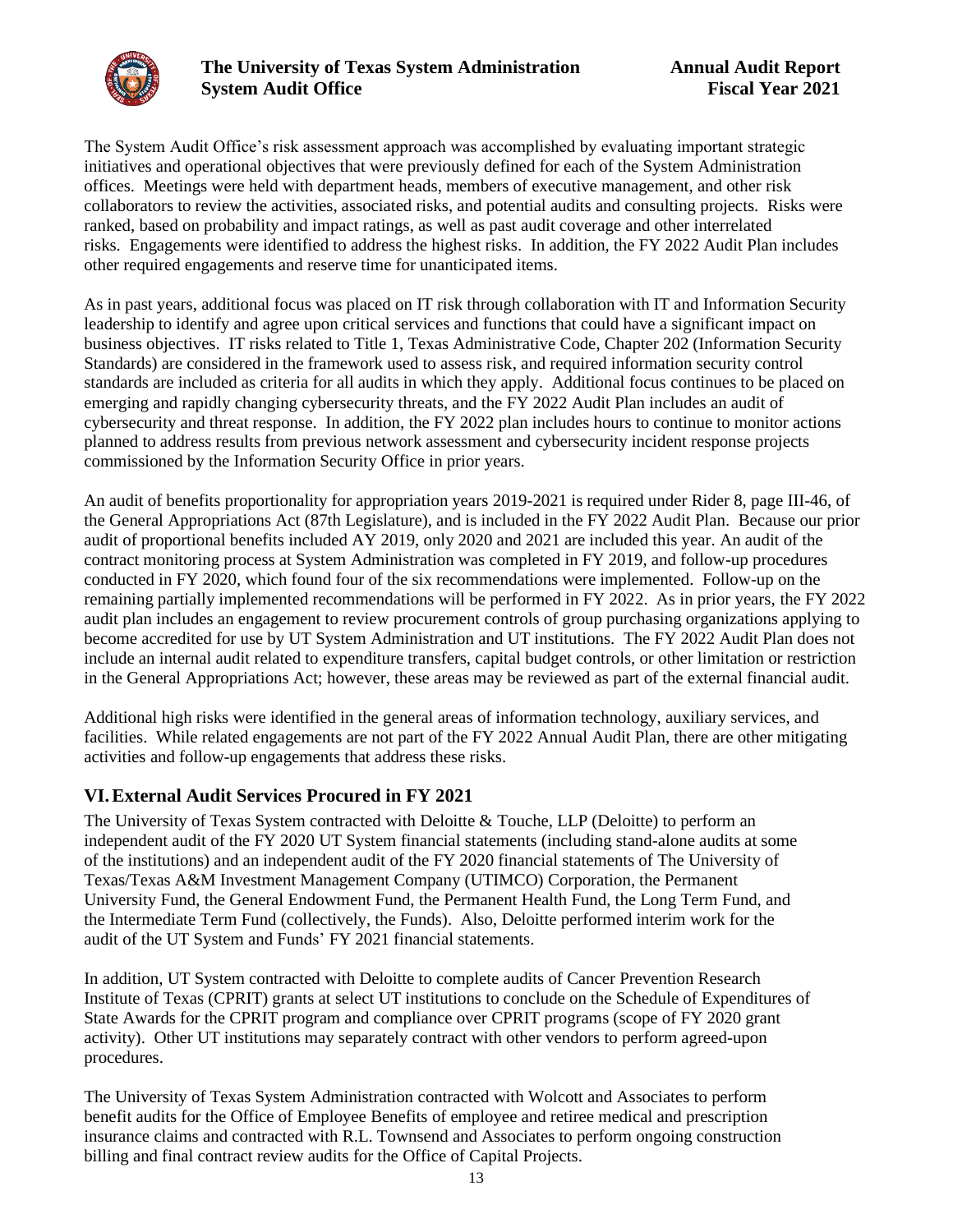The System Audit Office's risk assessment approach was accomplished by evaluating important strategic initiatives and operational objectives that were previously defined for each of the System Administration offices. Meetings were held with department heads, members of executive management, and other risk collaborators to review the activities, associated risks, and potential audits and consulting projects. Risks were ranked, based on probability and impact ratings, as well as past audit coverage and other interrelated risks. Engagements were identified to address the highest risks. In addition, the FY 2022 Audit Plan includes other required engagements and reserve time for unanticipated items.

As in past years, additional focus was placed on IT risk through collaboration with IT and Information Security leadership to identify and agree upon critical services and functions that could have a significant impact on business objectives. IT risks related to Title 1, Texas Administrative Code, Chapter 202 (Information Security Standards) are considered in the framework used to assess risk, and required information security control standards are included as criteria for all audits in which they apply. Additional focus continues to be placed on emerging and rapidly changing cybersecurity threats, and the FY 2022 Audit Plan includes an audit of cybersecurity and threat response. In addition, the FY 2022 plan includes hours to continue to monitor actions planned to address results from previous network assessment and cybersecurity incident response projects commissioned by the Information Security Office in prior years.

An audit of benefits proportionality for appropriation years 2019-2021 is required under Rider 8, page III-46, of the General Appropriations Act (87th Legislature), and is included in the FY 2022 Audit Plan. Because our prior audit of proportional benefits included AY 2019, only 2020 and 2021 are included this year. An audit of the contract monitoring process at System Administration was completed in FY 2019, and follow-up procedures conducted in FY 2020, which found four of the six recommendations were implemented. Follow-up on the remaining partially implemented recommendations will be performed in FY 2022. As in prior years, the FY 2022 audit plan includes an engagement to review procurement controls of group purchasing organizations applying to become accredited for use by UT System Administration and UT institutions. The FY 2022 Audit Plan does not include an internal audit related to expenditure transfers, capital budget controls, or other limitation or restriction in the General Appropriations Act; however, these areas may be reviewed as part of the external financial audit.

Additional high risks were identified in the general areas of information technology, auxiliary services, and facilities. While related engagements are not part of the FY 2022 Annual Audit Plan, there are other mitigating activities and follow-up engagements that address these risks.

## VI. External Audit Services Procured in FY 2021

The University of Texas System contracted with Deloitte & Touche, LLP (Deloitte) to perform an independent audit of the FY 2020 UT System financial statements (including stand-alone audits at some of the institutions) and an independent audit of the FY 2020 financial statements of The University of Texas/Texas A&M Investment Management Company (UTIMCO) Corporation, the Permanent University Fund, the General Endowment Fund, the Permanent Health Fund, the Long Term Fund, and the Intermediate Term Fund (collectively, the Funds). Also, Deloitte performed interim work for the audit of the UT System and Funds' FY 2021 financial statements.

In addition, UT System contracted with Deloitte to complete audits of Cancer Prevention Research Institute of Texas (CPRIT) grants at select UT institutions to conclude on the Schedule of Expenditures of State Awards for the CPRIT program and compliance over CPRIT programs (scope of FY 2020 grant activity). Other UT institutions may separately contract with other vendors to perform agreed-upon procedures.

The University of Texas System Administration contracted with Wolcott and Associates to perform benefit audits for the Office of Employee Benefits of employee and retiree medical and prescription insurance claims and contracted with R.L. Townsend and Associates to perform ongoing construction billing and final contract review audits for the Office of Capital Projects.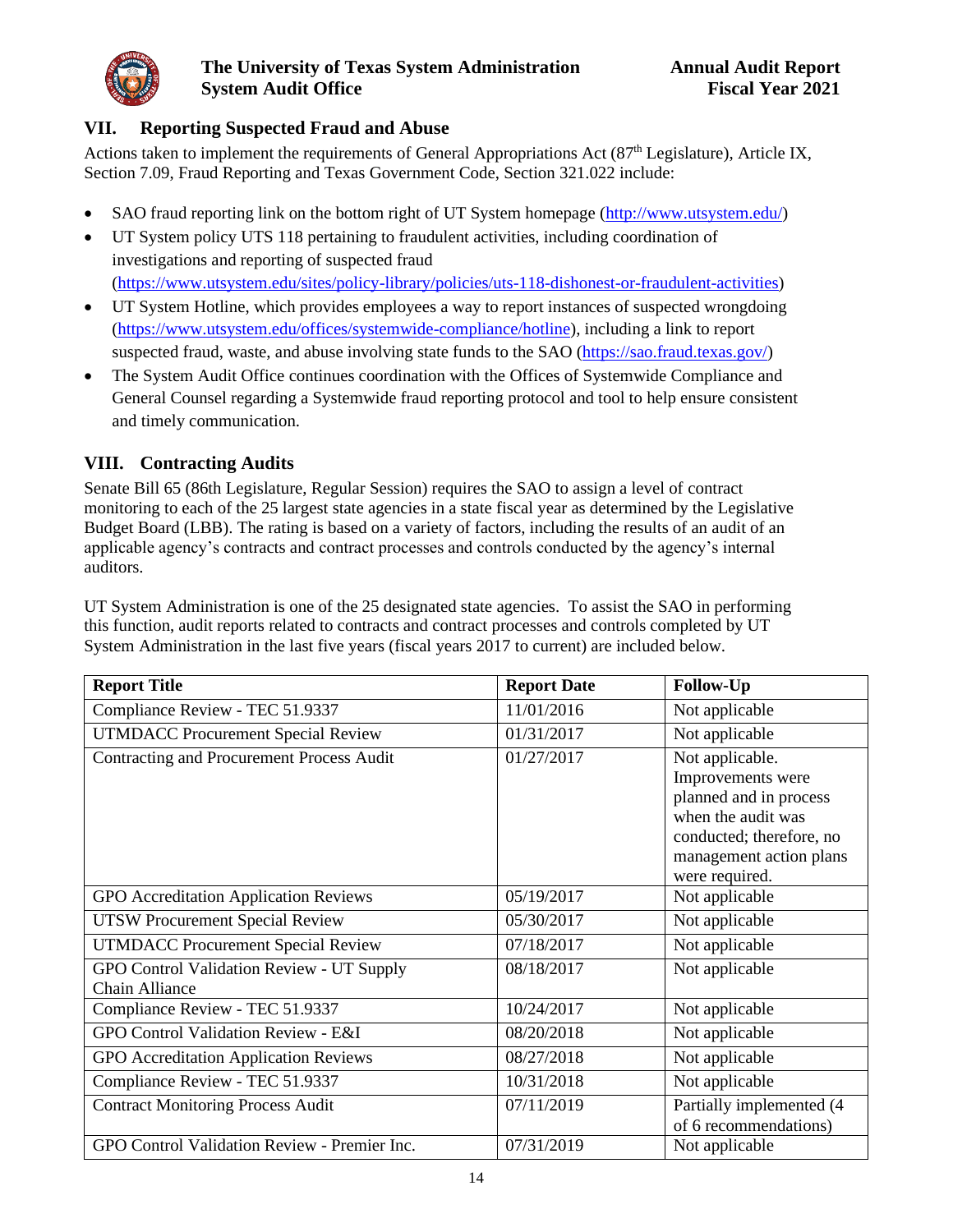## VII. Reporting Suspected Fraud and Abuse

Actions taken to implement the requirements of General Appropriations Act (87th Legislature), Article IX, Section 7.09, Fraud Reporting and Texas Government Code, Section 321.022 include:

- SAO fraud reporting link on the bottom right of UT System homepage (http://www.utsystem.edu/)
- UT System policy UTS 118 pertaining to fraudulent activities, including coordination of investigations and reporting of suspected fraud (https://www.utsystem.edu/sites/policy-library/policies/uts-118-dishonest-or-fraudulent-activities)
- UT System Hotline, which provides employees a way to report instances of suspected wrongdoing (https://www.utsystem.edu/offices/systemwide-compliance/hotline), including a link to report suspected fraud, waste, and abuse involving state funds to the SAO (https://sao.fraud.texas.gov/)
- The System Audit Office continues coordination with the Offices of Systemwide Compliance and General Counsel regarding a Systemwide fraud reporting protocol and tool to help ensure consistent and timely communication.

## VIII. Contracting Audits

Senate Bill 65 (86th Legislature, Regular Session) requires the SAO to assign a level of contract monitoring to each of the 25 largest state agencies in a state fiscal year as determined by the Legislative Budget Board (LBB). The rating is based on a variety of factors, including the results of an audit of an applicable agency's contracts and contract processes and controls conducted by the agency's internal auditors.

UT System Administration is one of the 25 designated state agencies. To assist the SAO in performing this function, audit reports related to contracts and contract processes and controls completed by UT System Administration in the last five years (fiscal years 2017 to current) are included below.

| Report Title | Report Date | Follow-Up |
|---|---|---|
| Compliance Review - TEC 51.9337 | 11/01/2016 | Not applicable |
| UTMDACC Procurement Special Review | 01/31/2017 | Not applicable |
| Contracting and Procurement Process Audit | 01/27/2017 | Not applicable. Improvements were planned and in process when the audit was conducted; therefore, no management action plans were required. |
| GPO Accreditation Application Reviews | 05/19/2017 | Not applicable |
| UTSW Procurement Special Review | 05/30/2017 | Not applicable |
| UTMDACC Procurement Special Review | 07/18/2017 | Not applicable |
| GPO Control Validation Review - UT Supply Chain Alliance | 08/18/2017 | Not applicable |
| Compliance Review - TEC 51.9337 | 10/24/2017 | Not applicable |
| GPO Control Validation Review - E&I | 08/20/2018 | Not applicable |
| GPO Accreditation Application Reviews | 08/27/2018 | Not applicable |
| Compliance Review - TEC 51.9337 | 10/31/2018 | Not applicable |
| Contract Monitoring Process Audit | 07/11/2019 | Partially implemented (4 of 6 recommendations) |
| GPO Control Validation Review - Premier Inc. | 07/31/2019 | Not applicable |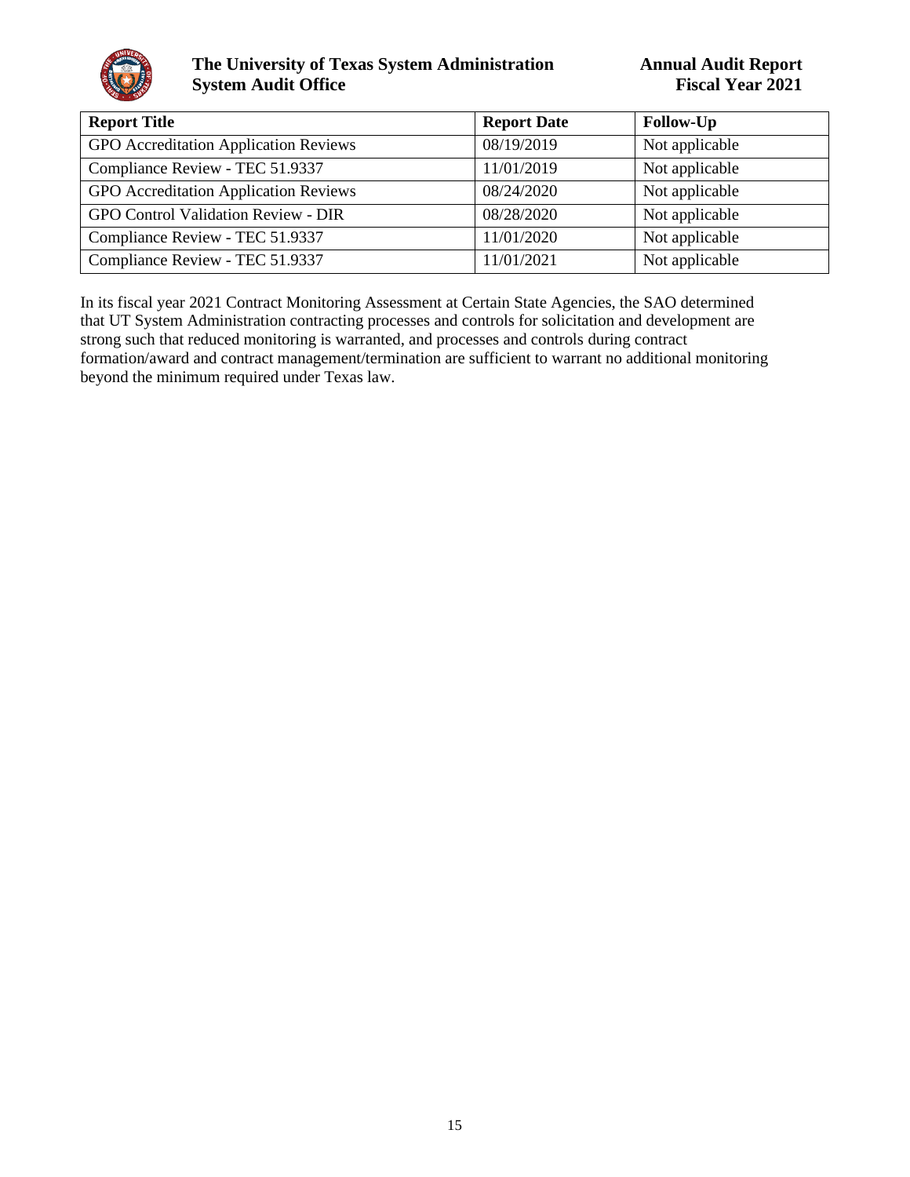| Report Title | Report Date | Follow-Up |
| --- | --- | --- |
| GPO Accreditation Application Reviews | 08/19/2019 | Not applicable |
| Compliance Review - TEC 51.9337 | 11/01/2019 | Not applicable |
| GPO Accreditation Application Reviews | 08/24/2020 | Not applicable |
| GPO Control Validation Review - DIR | 08/28/2020 | Not applicable |
| Compliance Review - TEC 51.9337 | 11/01/2020 | Not applicable |
| Compliance Review - TEC 51.9337 | 11/01/2021 | Not applicable |

In its fiscal year 2021 Contract Monitoring Assessment at Certain State Agencies, the SAO determined that UT System Administration contracting processes and controls for solicitation and development are strong such that reduced monitoring is warranted, and processes and controls during contract formation/award and contract management/termination are sufficient to warrant no additional monitoring beyond the minimum required under Texas law.